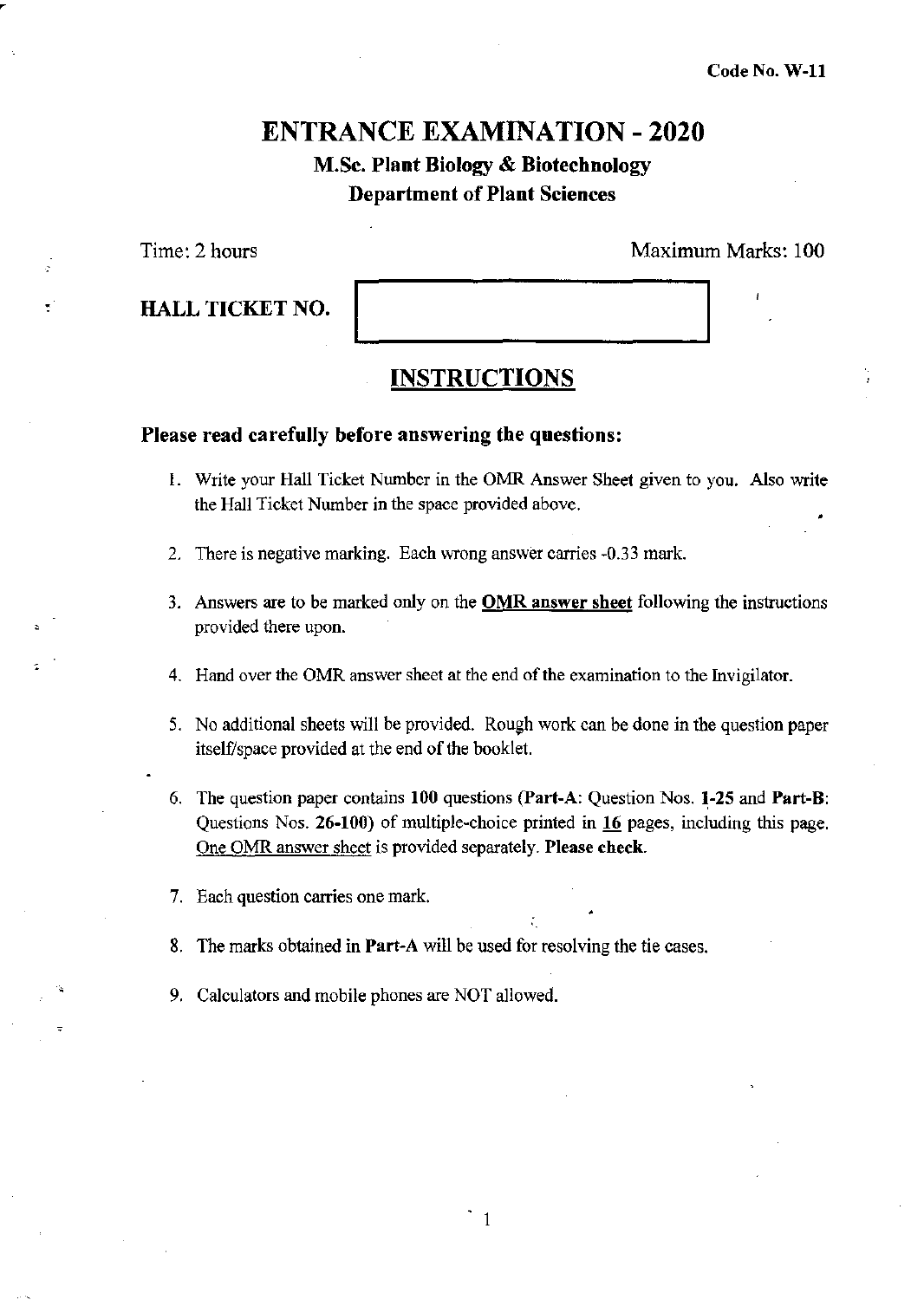Code No. W-11

# ENTRANCE EXAMINATION - 2020

## M.Sc. Plant Biology & Biotechnology

## Department of Plant Sciences

Time: 2 hours | Maximum Marks: 100

**HALL TICKET NO.**

## INSTRUCTIONS

### Please read carefully before answering the questions:

1. Write your Hall Ticket Number in the OMR Answer Sheet given to you. Also write the Hall Ticket Number in the space provided above.
2. There is negative marking. Each wrong answer carries -0.33 mark.
3. Answers are to be marked only on the **OMR answer sheet** following the instructions provided there upon.
4. Hand over the OMR answer sheet at the end of the examination to the Invigilator.
5. No additional sheets will be provided. Rough work can be done in the question paper itself/space provided at the end of the booklet.
6. The question paper contains **100** questions (**Part-A**: Question Nos. **1-25** and **Part-B**: Questions Nos. **26-100**) of multiple-choice printed in 16 pages, including this page. One OMR answer sheet is provided separately. **Please check.**
7. Each question carries one mark.
8. The marks obtained in **Part-A** will be used for resolving the tie cases.
9. Calculators and mobile phones are NOT allowed.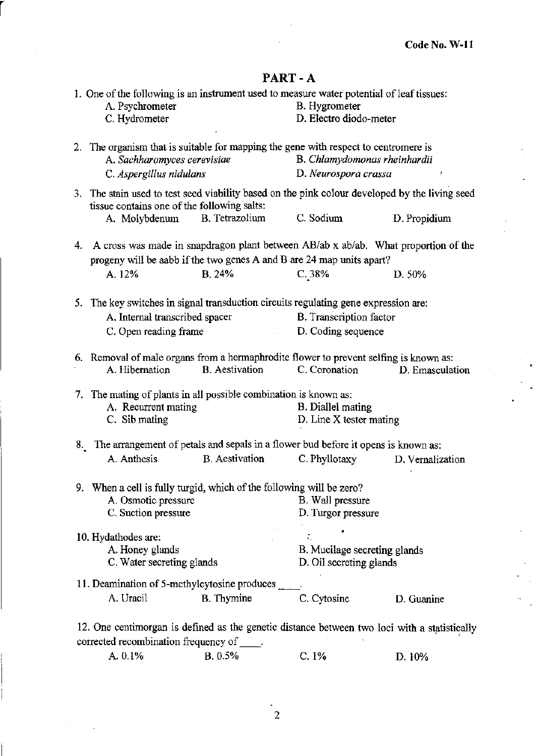Code No. W-11

## PART - A

1. One of the following is an instrument used to measure water potential of leaf tissues:
   A. Psychrometer
   B. Hygrometer
   C. Hydrometer
   D. Electro diodo-meter

2. The organism that is suitable for mapping the gene with respect to centromere is
   A. *Sachharomyces cerevisiae*
   B. *Chlamydomonas rheinhardii*
   C. *Aspergillus nidulans*
   D. *Neurospora crassa*

3. The stain used to test seed viability based on the pink colour developed by the living seed tissue contains one of the following salts:
   A. Molybdenum
   B. Tetrazolium
   C. Sodium
   D. Propidium

4. A cross was made in snapdragon plant between AB/ab x ab/ab. What proportion of the progeny will be aabb if the two genes A and B are 24 map units apart?
   A. 12%
   B. 24%
   C. 38%
   D. 50%

5. The key switches in signal transduction circuits regulating gene expression are:
   A. Internal transcribed spacer
   B. Transcription factor
   C. Open reading frame
   D. Coding sequence

6. Removal of male organs from a hermaphrodite flower to prevent selfing is known as:
   A. Hibernation
   B. Aestivation
   C. Coronation
   D. Emasculation

7. The mating of plants in all possible combination is known as:
   A. Recurrent mating
   B. Diallel mating
   C. Sib mating
   D. Line X tester mating

8. The arrangement of petals and sepals in a flower bud before it opens is known as:
   A. Anthesis
   B. Aestivation
   C. Phyllotaxy
   D. Vernalization

9. When a cell is fully turgid, which of the following will be zero?
   A. Osmotic pressure
   B. Wall pressure
   C. Suction pressure
   D. Turgor pressure

10. Hydathodes are:
    A. Honey glands
    B. Mucilage secreting glands
    C. Water secreting glands
    D. Oil secreting glands

11. Deamination of 5-methylcytosine produces ____.
    A. Uracil
    B. Thymine
    C. Cytosine
    D. Guanine

12. One centimorgan is defined as the genetic distance between two loci with a statistically corrected recombination frequency of ____.
    A. 0.1%
    B. 0.5%
    C. 1%
    D. 10%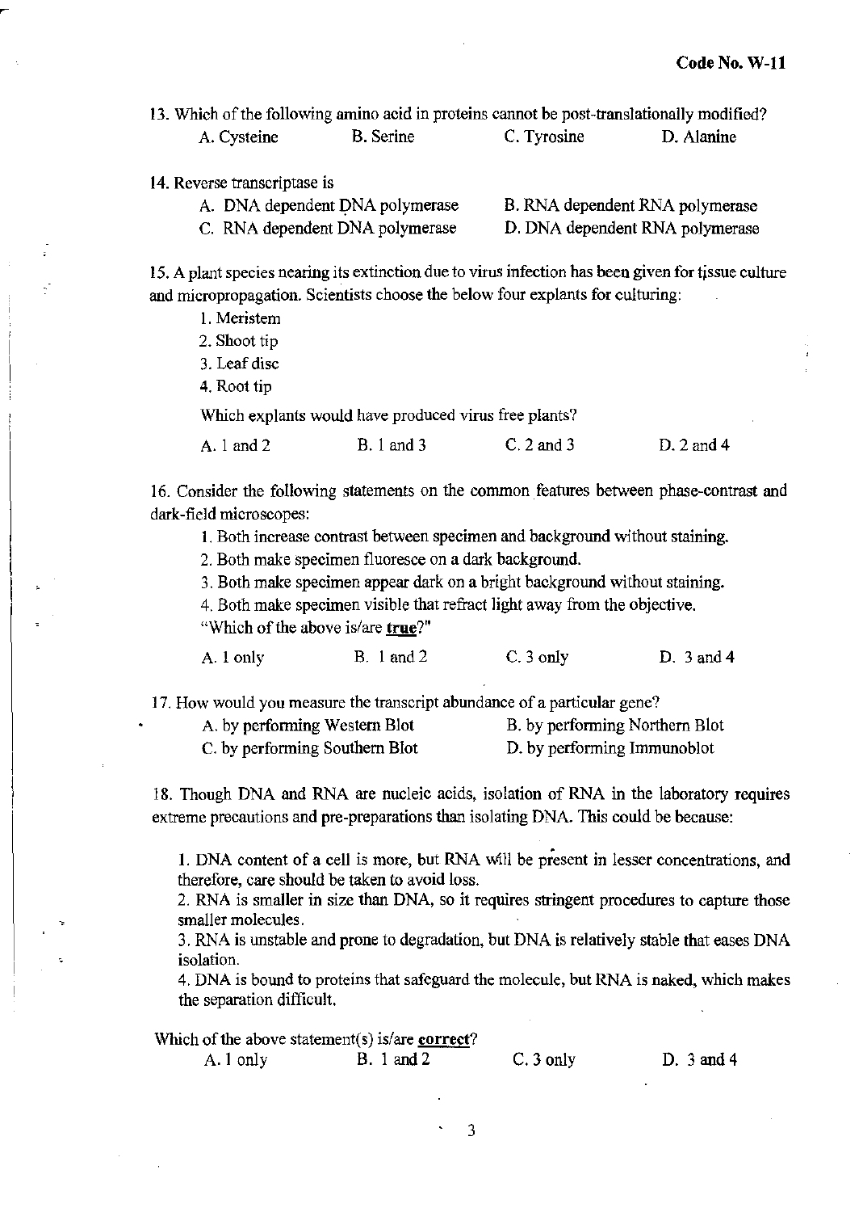13. Which of the following amino acid in proteins cannot be post-translationally modified?

A. Cysteine    B. Serine    C. Tyrosine    D. Alanine

14. Reverse transcriptase is

A. DNA dependent DNA polymerase    B. RNA dependent RNA polymerase
C. RNA dependent DNA polymerase    D. DNA dependent RNA polymerase

15. A plant species nearing its extinction due to virus infection has been given for tissue culture and micropropagation. Scientists choose the below four explants for culturing:

1. Meristem
2. Shoot tip
3. Leaf disc
4. Root tip

Which explants would have produced virus free plants?

A. 1 and 2    B. 1 and 3    C. 2 and 3    D. 2 and 4

16. Consider the following statements on the common features between phase-contrast and dark-field microscopes:

1. Both increase contrast between specimen and background without staining.
2. Both make specimen fluoresce on a dark background.
3. Both make specimen appear dark on a bright background without staining.
4. Both make specimen visible that refract light away from the objective.

"Which of the above is/are **true**?"

A. 1 only    B. 1 and 2    C. 3 only    D. 3 and 4

17. How would you measure the transcript abundance of a particular gene?

A. by performing Western Blot    B. by performing Northern Blot
C. by performing Southern Blot    D. by performing Immunoblot

18. Though DNA and RNA are nucleic acids, isolation of RNA in the laboratory requires extreme precautions and pre-preparations than isolating DNA. This could be because:

1. DNA content of a cell is more, but RNA will be present in lesser concentrations, and therefore, care should be taken to avoid loss.
2. RNA is smaller in size than DNA, so it requires stringent procedures to capture those smaller molecules.
3. RNA is unstable and prone to degradation, but DNA is relatively stable that eases DNA isolation.
4. DNA is bound to proteins that safeguard the molecule, but RNA is naked, which makes the separation difficult.

Which of the above statement(s) is/are **correct**?

A. 1 only    B. 1 and 2    C. 3 only    D. 3 and 4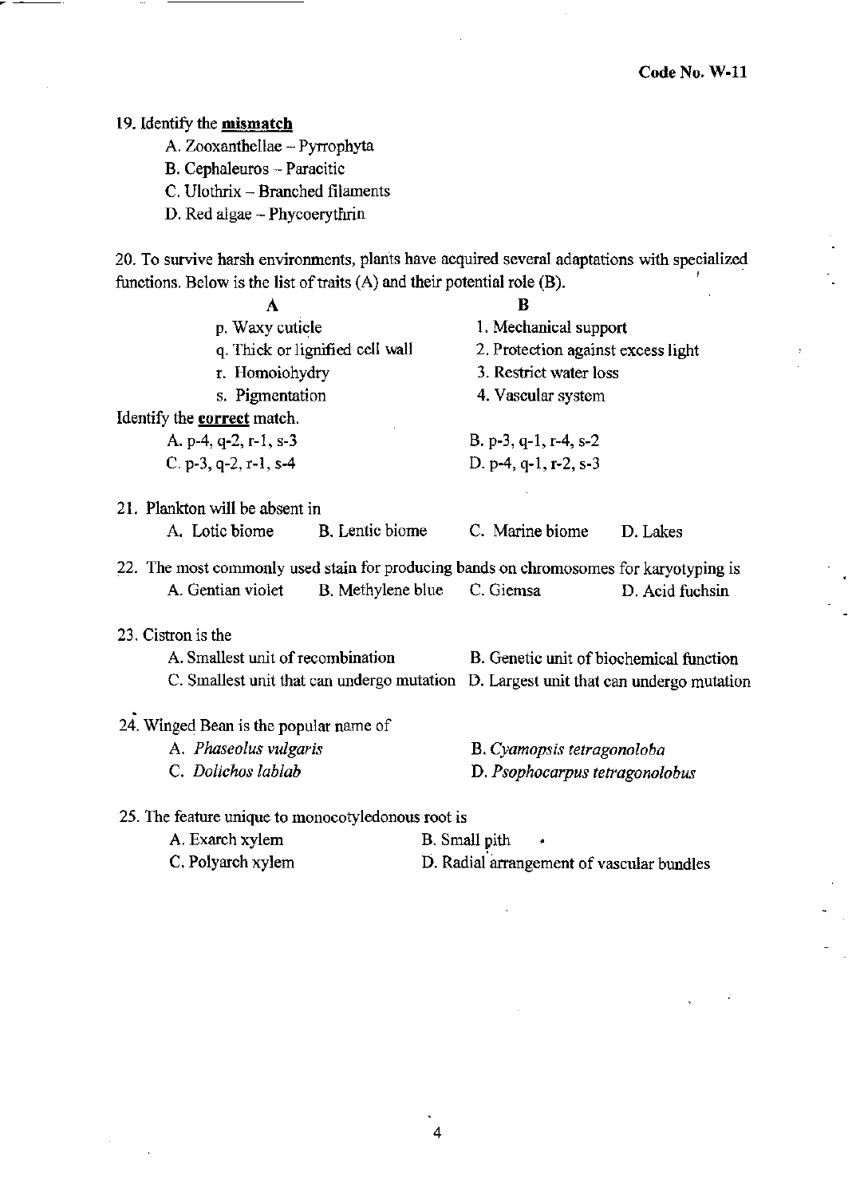19. Identify the **mismatch**

A. Zooxanthellae – Pyrrophyta
B. Cephaleuros – Paracitic
C. Ulothrix – Branched filaments
D. Red algae – Phycoerythrin

20. To survive harsh environments, plants have acquired several adaptations with specialized functions. Below is the list of traits (A) and their potential role (B).

| A | B |
|---|---|
| p. Waxy cuticle | 1. Mechanical support |
| q. Thick or lignified cell wall | 2. Protection against excess light |
| r. Homoiohydry | 3. Restrict water loss |
| s. Pigmentation | 4. Vascular system |

Identify the **correct** match.

A. p-4, q-2, r-1, s-3
B. p-3, q-1, r-4, s-2
C. p-3, q-2, r-1, s-4
D. p-4, q-1, r-2, s-3

21. Plankton will be absent in

A. Lotic biome
B. Lentic biome
C. Marine biome
D. Lakes

22. The most commonly used stain for producing bands on chromosomes for karyotyping is

A. Gentian violet
B. Methylene blue
C. Giemsa
D. Acid fuchsin

23. Cistron is the

A. Smallest unit of recombination
B. Genetic unit of biochemical function
C. Smallest unit that can undergo mutation
D. Largest unit that can undergo mutation

24. Winged Bean is the popular name of

A. *Phaseolus vulgaris*
B. *Cyamopsis tetragonoloba*
C. *Dolichos lablab*
D. *Psophocarpus tetragonolobus*

25. The feature unique to monocotyledonous root is

A. Exarch xylem
B. Small pith
C. Polyarch xylem
D. Radial arrangement of vascular bundles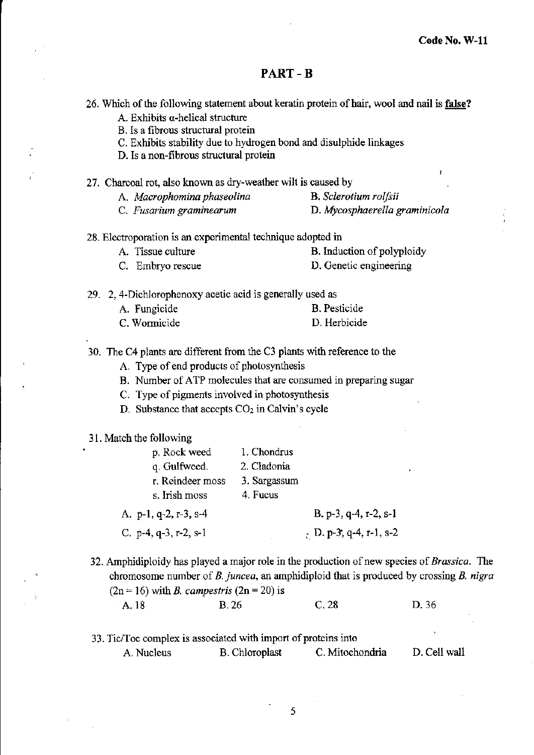Code No. W-11

## PART - B

26. Which of the following statement about keratin protein of hair, wool and nail is **false**?
    - A. Exhibits α-helical structure
    - B. Is a fibrous structural protein
    - C. Exhibits stability due to hydrogen bond and disulphide linkages
    - D. Is a non-fibrous structural protein

27. Charcoal rot, also known as dry-weather wilt is caused by
    - A. *Macrophomina phaseolina*
    - B. *Sclerotium rolfsii*
    - C. *Fusarium graminearum*
    - D. *Mycosphaerella graminicola*

28. Electroporation is an experimental technique adopted in
    - A. Tissue culture
    - B. Induction of polyploidy
    - C. Embryo rescue
    - D. Genetic engineering

29. 2, 4-Dichlorophenoxy acetic acid is generally used as
    - A. Fungicide
    - B. Pesticide
    - C. Wormicide
    - D. Herbicide

30. The C4 plants are different from the C3 plants with reference to the
    - A. Type of end products of photosynthesis
    - B. Number of ATP molecules that are consumed in preparing sugar
    - C. Type of pigments involved in photosynthesis
    - D. Substance that accepts $CO_2$ in Calvin's cycle

31. Match the following

| | |
|---|---|
| p. Rock weed | 1. Chondrus |
| q. Gulfweed. | 2. Cladonia |
| r. Reindeer moss | 3. Sargassum |
| s. Irish moss | 4. Fucus |

   - A. p-1, q-2, r-3, s-4
   - B. p-3, q-4, r-2, s-1
   - C. p-4, q-3, r-2, s-1
   - D. p-3, q-4, r-1, s-2

32. Amphidiploidy has played a major role in the production of new species of *Brassica*. The chromosome number of *B. juncea*, an amphidiploid that is produced by crossing *B. nigra* (2n = 16) with *B. campestris* (2n = 20) is
    - A. 18
    - B. 26
    - C. 28
    - D. 36

33. Tic/Toc complex is associated with import of proteins into
    - A. Nucleus
    - B. Chloroplast
    - C. Mitochondria
    - D. Cell wall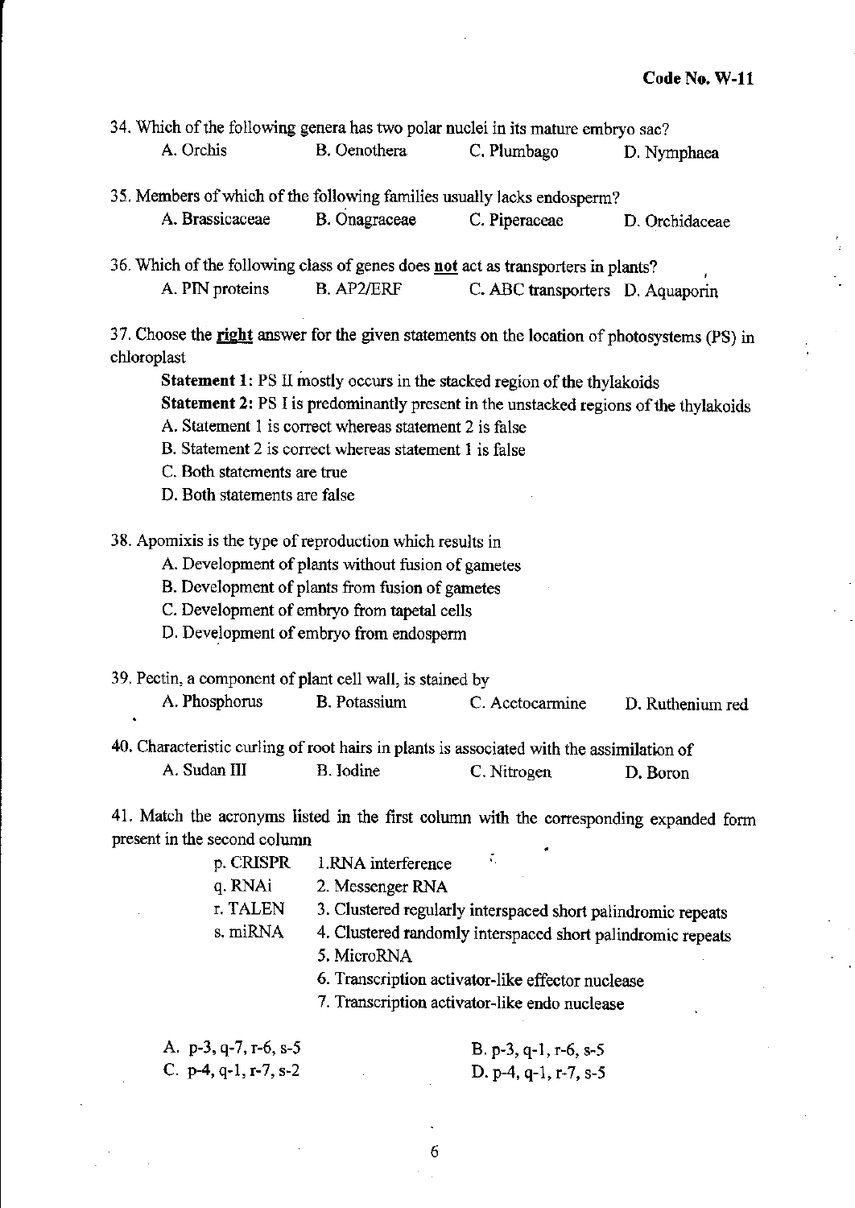Code No. W-11

34. Which of the following genera has two polar nuclei in its mature embryo sac?

A. Orchis B. Oenothera C. Plumbago D. Nymphaea

35. Members of which of the following families usually lacks endosperm?

A. Brassicaceae B. Onagraceae C. Piperaceae D. Orchidaceae

36. Which of the following class of genes does **not** act as transporters in plants?

A. PIN proteins B. AP2/ERF C. ABC transporters D. Aquaporin

37. Choose the **right** answer for the given statements on the location of photosystems (PS) in chloroplast

**Statement 1:** PS II mostly occurs in the stacked region of the thylakoids

**Statement 2:** PS I is predominantly present in the unstacked regions of the thylakoids

A. Statement 1 is correct whereas statement 2 is false

B. Statement 2 is correct whereas statement 1 is false

C. Both statements are true

D. Both statements are false

38. Apomixis is the type of reproduction which results in

A. Development of plants without fusion of gametes

B. Development of plants from fusion of gametes

C. Development of embryo from tapetal cells

D. Development of embryo from endosperm

39. Pectin, a component of plant cell wall, is stained by

A. Phosphorus B. Potassium C. Acetocarmine D. Ruthenium red

40. Characteristic curling of root hairs in plants is associated with the assimilation of

A. Sudan III B. Iodine C. Nitrogen D. Boron

41. Match the acronyms listed in the first column with the corresponding expanded form present in the second column

p. CRISPR 1. RNA interference

q. RNAi 2. Messenger RNA

r. TALEN 3. Clustered regularly interspaced short palindromic repeats

s. miRNA 4. Clustered randomly interspaced short palindromic repeats

5. MicroRNA

6. Transcription activator-like effector nuclease

7. Transcription activator-like endo nuclease

A. p-3, q-7, r-6, s-5 B. p-3, q-1, r-6, s-5

C. p-4, q-1, r-7, s-2 D. p-4, q-1, r-7, s-5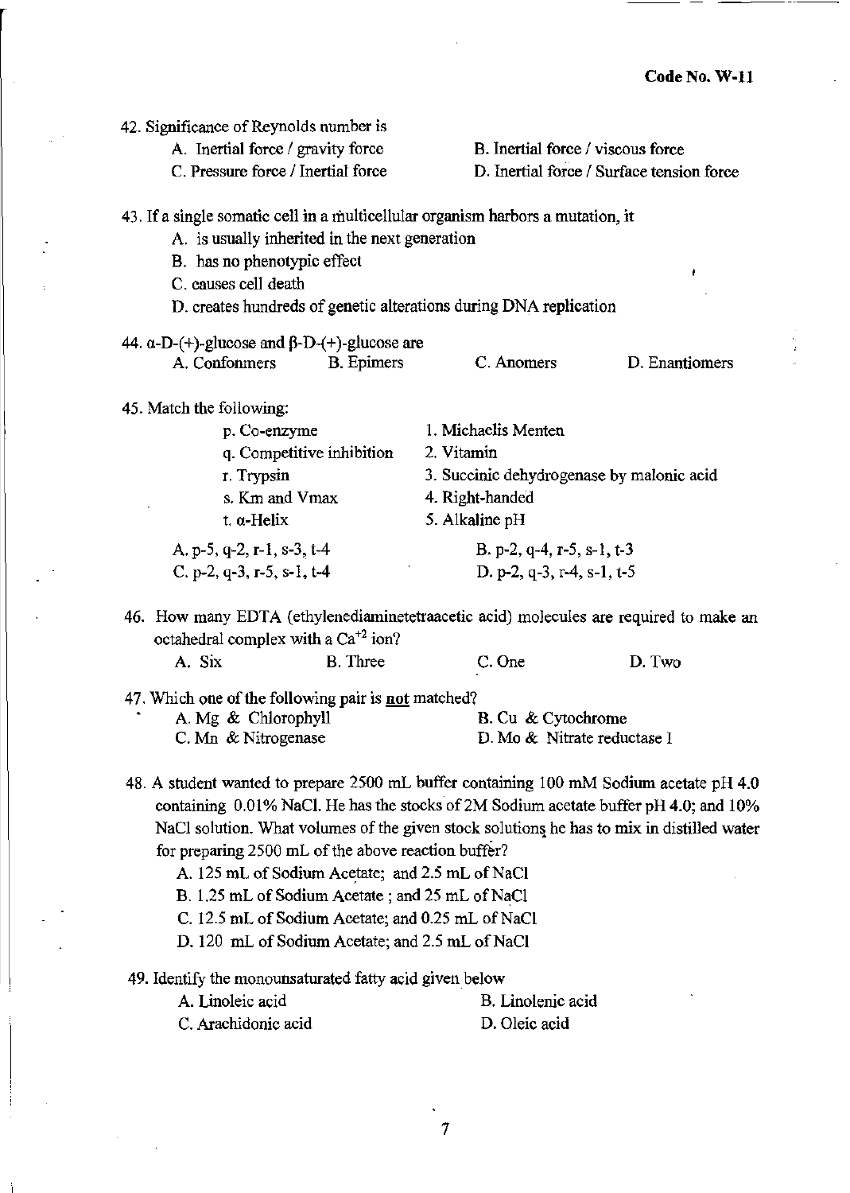42. Significance of Reynolds number is

A. Inertial force / gravity force
B. Inertial force / viscous force
C. Pressure force / Inertial force
D. Inertial force / Surface tension force

43. If a single somatic cell in a multicellular organism harbors a mutation, it

A. is usually inherited in the next generation
B. has no phenotypic effect
C. causes cell death
D. creates hundreds of genetic alterations during DNA replication

44. α-D-(+)-glucose and β-D-(+)-glucose are

A. Conformers
B. Epimers
C. Anomers
D. Enantiomers

45. Match the following:

| | |
|---|---|
| p. Co-enzyme | 1. Michaelis Menten |
| q. Competitive inhibition | 2. Vitamin |
| r. Trypsin | 3. Succinic dehydrogenase by malonic acid |
| s. Km and Vmax | 4. Right-handed |
| t. α-Helix | 5. Alkaline pH |

A. p-5, q-2, r-1, s-3, t-4
B. p-2, q-4, r-5, s-1, t-3
C. p-2, q-3, r-5, s-1, t-4
D. p-2, q-3, r-4, s-1, t-5

46. How many EDTA (ethylenediaminetetraacetic acid) molecules are required to make an octahedral complex with a $Ca^{+2}$ ion?

A. Six
B. Three
C. One
D. Two

47. Which one of the following pair is **not** matched?

A. Mg & Chlorophyll
B. Cu & Cytochrome
C. Mn & Nitrogenase
D. Mo & Nitrate reductase I

48. A student wanted to prepare 2500 mL buffer containing 100 mM Sodium acetate pH 4.0 containing 0.01% NaCl. He has the stocks of 2M Sodium acetate buffer pH 4.0; and 10% NaCl solution. What volumes of the given stock solutions he has to mix in distilled water for preparing 2500 mL of the above reaction buffer?

A. 125 mL of Sodium Acetate; and 2.5 mL of NaCl
B. 1.25 mL of Sodium Acetate ; and 25 mL of NaCl
C. 12.5 mL of Sodium Acetate; and 0.25 mL of NaCl
D. 120 mL of Sodium Acetate; and 2.5 mL of NaCl

49. Identify the monounsaturated fatty acid given below

A. Linoleic acid
B. Linolenic acid
C. Arachidonic acid
D. Oleic acid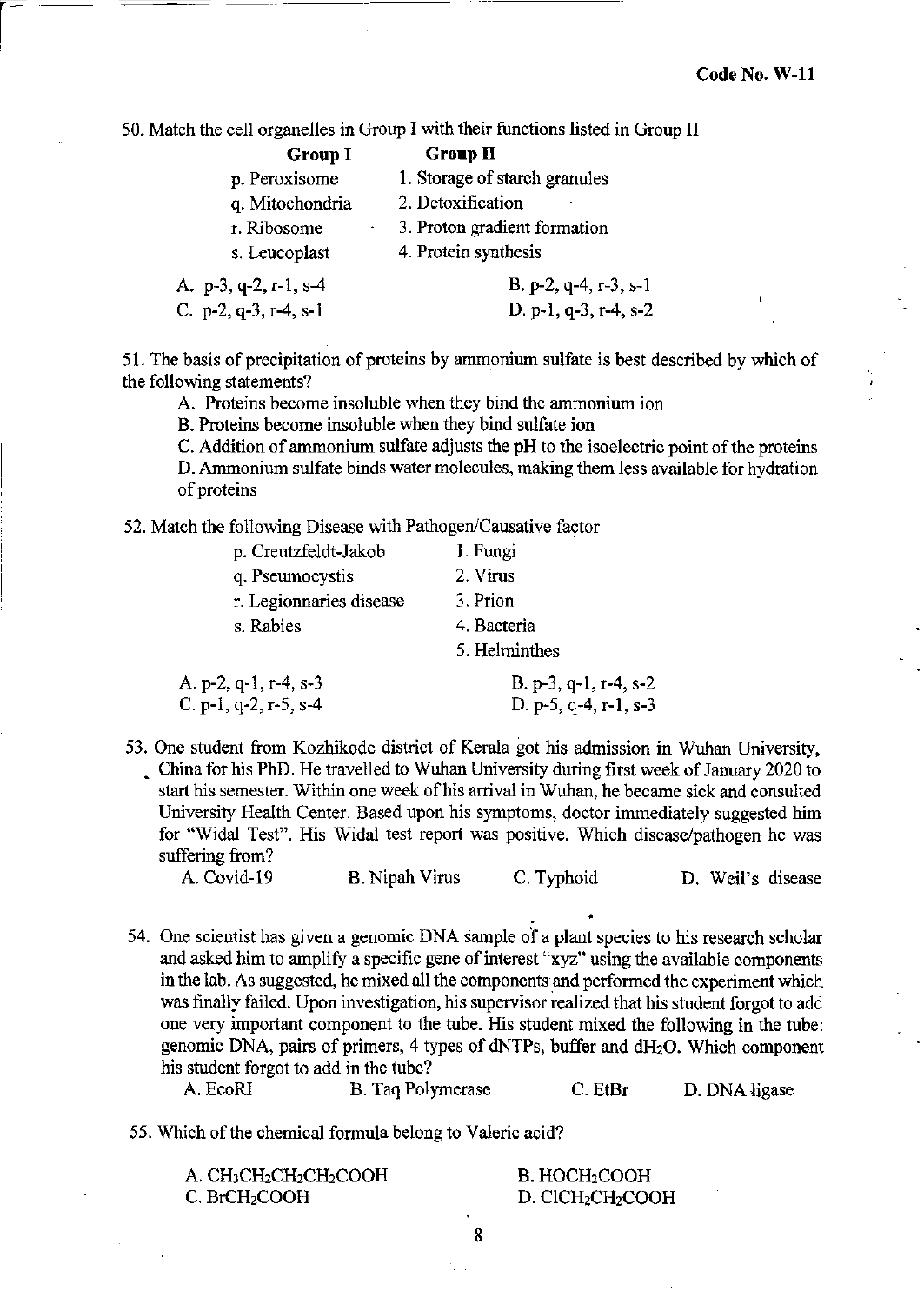Code No. W-11

50. Match the cell organelles in Group I with their functions listed in Group II

| Group I | Group II |
|---|---|
| p. Peroxisome | 1. Storage of starch granules |
| q. Mitochondria | 2. Detoxification |
| r. Ribosome | 3. Proton gradient formation |
| s. Leucoplast | 4. Protein synthesis |

A. p-3, q-2, r-1, s-4
B. p-2, q-4, r-3, s-1
C. p-2, q-3, r-4, s-1
D. p-1, q-3, r-4, s-2

51. The basis of precipitation of proteins by ammonium sulfate is best described by which of the following statements?

A. Proteins become insoluble when they bind the ammonium ion
B. Proteins become insoluble when they bind sulfate ion
C. Addition of ammonium sulfate adjusts the pH to the isoelectric point of the proteins
D. Ammonium sulfate binds water molecules, making them less available for hydration of proteins

52. Match the following Disease with Pathogen/Causative factor

| | |
|---|---|
| p. Creutzfeldt-Jakob | 1. Fungi |
| q. Pseumocystis | 2. Virus |
| r. Legionnaries disease | 3. Prion |
| s. Rabies | 4. Bacteria |
| | 5. Helminthes |

A. p-2, q-1, r-4, s-3
B. p-3, q-1, r-4, s-2
C. p-1, q-2, r-5, s-4
D. p-5, q-4, r-1, s-3

53. One student from Kozhikode district of Kerala got his admission in Wuhan University, China for his PhD. He travelled to Wuhan University during first week of January 2020 to start his semester. Within one week of his arrival in Wuhan, he became sick and consulted University Health Center. Based upon his symptoms, doctor immediately suggested him for "Widal Test". His Widal test report was positive. Which disease/pathogen he was suffering from?

A. Covid-19
B. Nipah Virus
C. Typhoid
D. Weil's disease

54. One scientist has given a genomic DNA sample of a plant species to his research scholar and asked him to amplify a specific gene of interest "xyz" using the available components in the lab. As suggested, he mixed all the components and performed the experiment which was finally failed. Upon investigation, his supervisor realized that his student forgot to add one very important component to the tube. His student mixed the following in the tube: genomic DNA, pairs of primers, 4 types of dNTPs, buffer and $dH_2O$. Which component his student forgot to add in the tube?

A. EcoRI
B. Taq Polymerase
C. EtBr
D. DNA ligase

55. Which of the chemical formula belong to Valeric acid?

A. $CH_3CH_2CH_2CH_2COOH$
B. $HOCH_2COOH$
C. $BrCH_2COOH$
D. $ClCH_2CH_2COOH$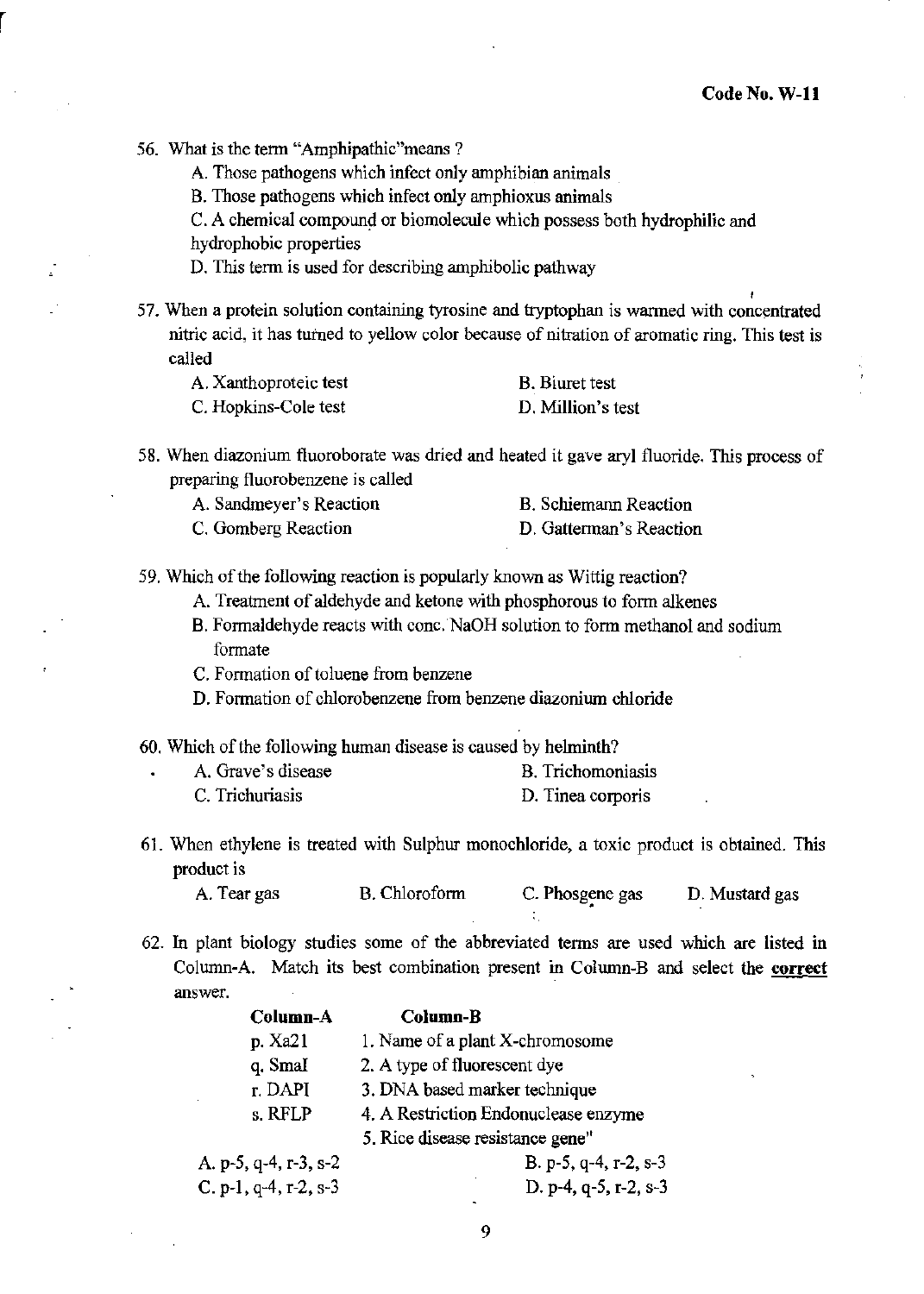Code No. W-11

56. What is the term "Amphipathic"means ?
    A. Those pathogens which infect only amphibian animals
    B. Those pathogens which infect only amphioxus animals
    C. A chemical compound or biomolecule which possess both hydrophilic and hydrophobic properties
    D. This term is used for describing amphibolic pathway

57. When a protein solution containing tyrosine and tryptophan is warmed with concentrated nitric acid, it has turned to yellow color because of nitration of aromatic ring. This test is called
    A. Xanthoproteic test
    B. Biuret test
    C. Hopkins-Cole test
    D. Million's test

58. When diazonium fluoroborate was dried and heated it gave aryl fluoride. This process of preparing fluorobenzene is called
    A. Sandmeyer's Reaction
    B. Schiemann Reaction
    C. Gomberg Reaction
    D. Gatterman's Reaction

59. Which of the following reaction is popularly known as Wittig reaction?
    A. Treatment of aldehyde and ketone with phosphorous to form alkenes
    B. Formaldehyde reacts with conc. NaOH solution to form methanol and sodium formate
    C. Formation of toluene from benzene
    D. Formation of chlorobenzene from benzene diazonium chloride

60. Which of the following human disease is caused by helminth?
    A. Grave's disease
    B. Trichomoniasis
    C. Trichuriasis
    D. Tinea corporis

61. When ethylene is treated with Sulphur monochloride, a toxic product is obtained. This product is
    A. Tear gas
    B. Chloroform
    C. Phosgene gas
    D. Mustard gas

62. In plant biology studies some of the abbreviated terms are used which are listed in Column-A. Match its best combination present in Column-B and select the **correct** answer.

| Column-A | Column-B |
|---|---|
| p. Xa21 | 1. Name of a plant X-chromosome |
| q. SmaI | 2. A type of fluorescent dye |
| r. DAPI | 3. DNA based marker technique |
| s. RFLP | 4. A Restriction Endonuclease enzyme |
| | 5. Rice disease resistance gene" |

A. p-5, q-4, r-3, s-2
B. p-5, q-4, r-2, s-3
C. p-1, q-4, r-2, s-3
D. p-4, q-5, r-2, s-3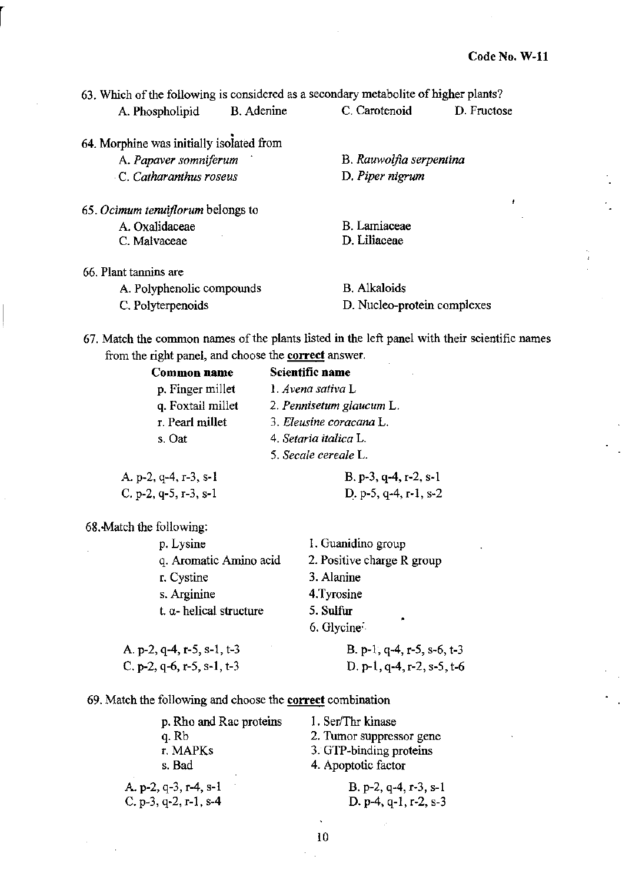63. Which of the following is considered as a secondary metabolite of higher plants?

A. Phospholipid B. Adenine C. Carotenoid D. Fructose

64. Morphine was initially isolated from

A. *Papaver somniferum*
B. *Rauwolfia serpentina*
C. *Catharanthus roseus*
D. *Piper nigrum*

65. *Ocimum tenuiflorum* belongs to

A. Oxalidaceae
B. Lamiaceae
C. Malvaceae
D. Liliaceae

66. Plant tannins are

A. Polyphenolic compounds
B. Alkaloids
C. Polyterpenoids
D. Nucleo-protein complexes

67. Match the common names of the plants listed in the left panel with their scientific names from the right panel, and choose the **correct** answer.

| Common name | Scientific name |
|---|---|
| p. Finger millet | 1. *Avena sativa* L |
| q. Foxtail millet | 2. *Pennisetum glaucum* L. |
| r. Pearl millet | 3. *Eleusine coracana* L. |
| s. Oat | 4. *Setaria italica* L. |
| | 5. *Secale cereale* L. |

A. p-2, q-4, r-3, s-1
B. p-3, q-4, r-2, s-1
C. p-2, q-5, r-3, s-1
D. p-5, q-4, r-1, s-2

68. Match the following:

| | |
|---|---|
| p. Lysine | 1. Guanidino group |
| q. Aromatic Amino acid | 2. Positive charge R group |
| r. Cystine | 3. Alanine |
| s. Arginine | 4. Tyrosine |
| t. α- helical structure | 5. Sulfur |
| | 6. Glycine |

A. p-2, q-4, r-5, s-1, t-3
B. p-1, q-4, r-5, s-6, t-3
C. p-2, q-6, r-5, s-1, t-3
D. p-1, q-4, r-2, s-5, t-6

69. Match the following and choose the **correct** combination

| | |
|---|---|
| p. Rho and Rac proteins | 1. Ser/Thr kinase |
| q. Rb | 2. Tumor suppressor gene |
| r. MAPKs | 3. GTP-binding proteins |
| s. Bad | 4. Apoptotic factor |

A. p-2, q-3, r-4, s-1
B. p-2, q-4, r-3, s-1
C. p-3, q-2, r-1, s-4
D. p-4, q-1, r-2, s-3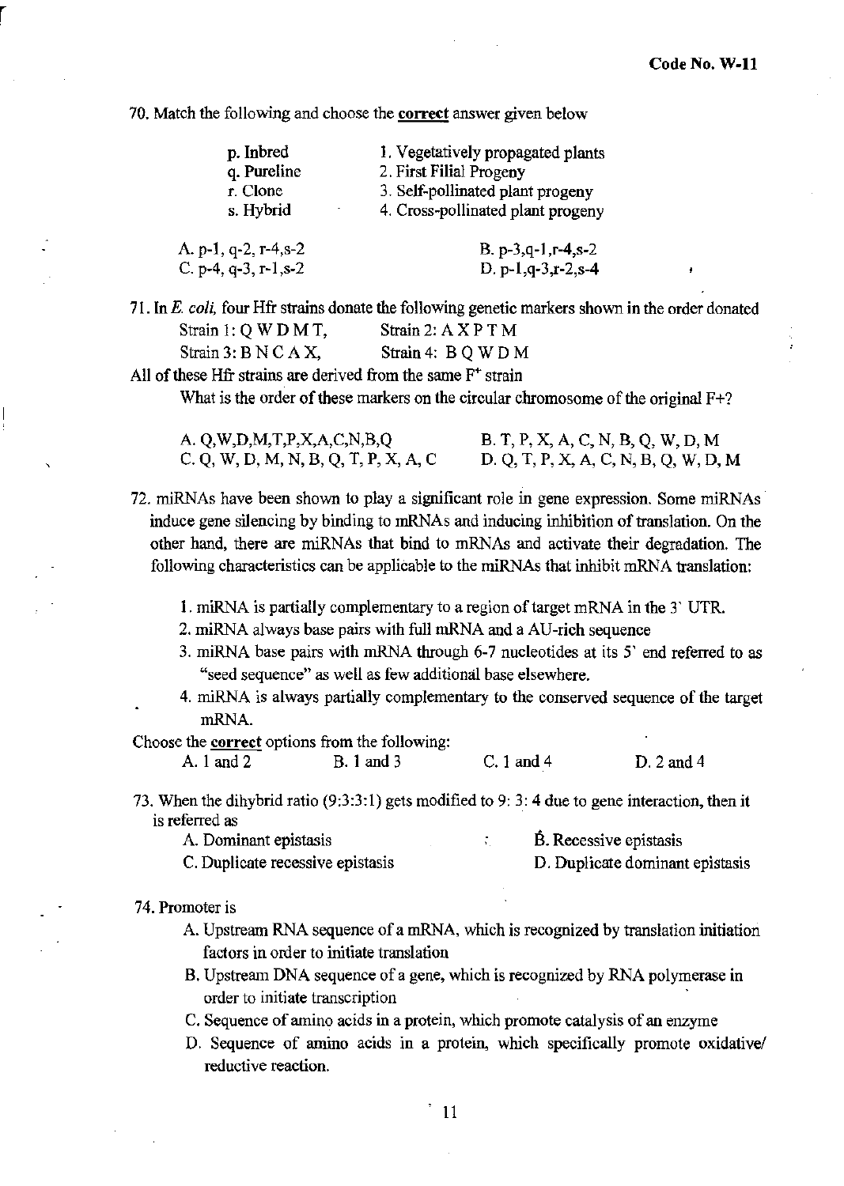70. Match the following and choose the **correct** answer given below

| | |
|---|---|
| p. Inbred | 1. Vegetatively propagated plants |
| q. Pureline | 2. First Filial Progeny |
| r. Clone | 3. Self-pollinated plant progeny |
| s. Hybrid | 4. Cross-pollinated plant progeny |

A. p-1, q-2, r-4,s-2 B. p-3,q-1,r-4,s-2

C. p-4, q-3, r-1,s-2 D. p-1,q-3,r-2,s-4

71. In *E. coli,* four Hfr strains donate the following genetic markers shown in the order donated

Strain 1: Q W D M T, Strain 2: A X P T M

Strain 3: B N C A X, Strain 4: B Q W D M

All of these Hfr strains are derived from the same $F^+$ strain

What is the order of these markers on the circular chromosome of the original F+?

A. Q,W,D,M,T,P,X,A,C,N,B,Q B. T, P, X, A, C, N, B, Q, W, D, M

C. Q, W, D, M, N, B, Q, T, P, X, A, C D. Q, T, P, X, A, C, N, B, Q, W, D, M

72. miRNAs have been shown to play a significant role in gene expression. Some miRNAs induce gene silencing by binding to mRNAs and inducing inhibition of translation. On the other hand, there are miRNAs that bind to mRNAs and activate their degradation. The following characteristics can be applicable to the miRNAs that inhibit mRNA translation:

1. miRNA is partially complementary to a region of target mRNA in the 3' UTR.
2. miRNA always base pairs with full mRNA and a AU-rich sequence
3. miRNA base pairs with mRNA through 6-7 nucleotides at its 5' end referred to as "seed sequence" as well as few additional base elsewhere.
4. miRNA is always partially complementary to the conserved sequence of the target mRNA.

Choose the **correct** options from the following:

A. 1 and 2 B. 1 and 3 C. 1 and 4 D. 2 and 4

73. When the dihybrid ratio (9:3:3:1) gets modified to 9: 3: 4 due to gene interaction, then it is referred as

A. Dominant epistasis B. Recessive epistasis

C. Duplicate recessive epistasis D. Duplicate dominant epistasis

74. Promoter is

A. Upstream RNA sequence of a mRNA, which is recognized by translation initiation factors in order to initiate translation

B. Upstream DNA sequence of a gene, which is recognized by RNA polymerase in order to initiate transcription

C. Sequence of amino acids in a protein, which promote catalysis of an enzyme

D. Sequence of amino acids in a protein, which specifically promote oxidative/ reductive reaction.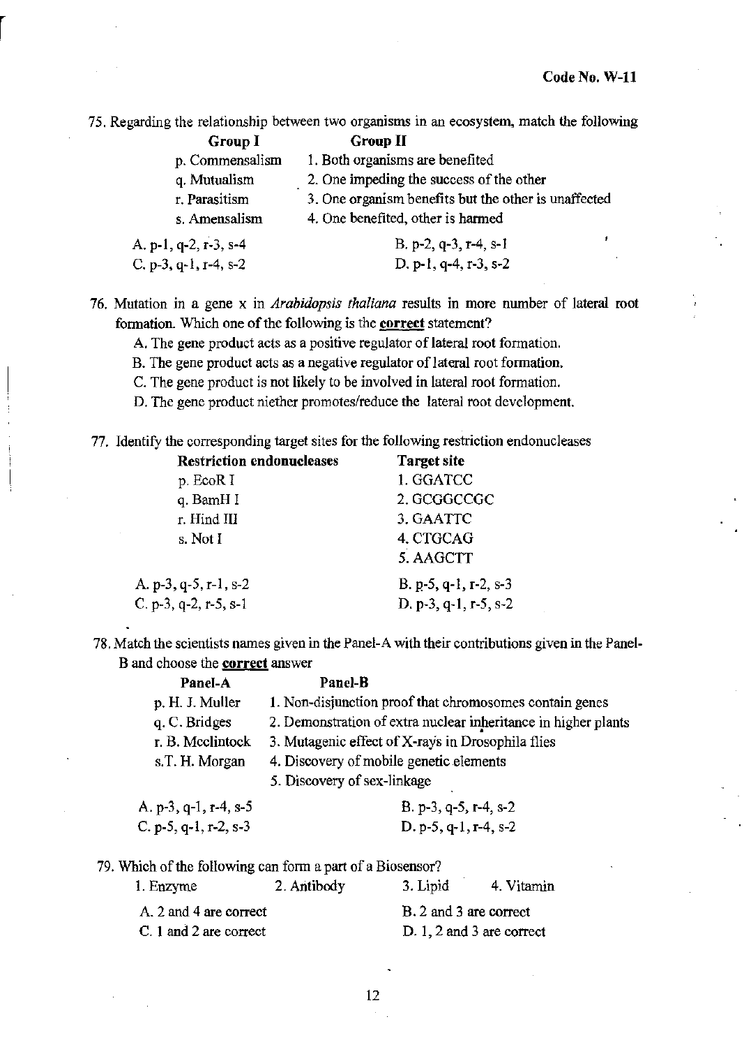Code No. W-11

75. Regarding the relationship between two organisms in an ecosystem, match the following

| Group I | Group II |
|---|---|
| p. Commensalism | 1. Both organisms are benefited |
| q. Mutualism | 2. One impeding the success of the other |
| r. Parasitism | 3. One organism benefits but the other is unaffected |
| s. Amensalism | 4. One benefited, other is harmed |

A. p-1, q-2, r-3, s-4  
B. p-2, q-3, r-4, s-1  
C. p-3, q-1, r-4, s-2  
D. p-1, q-4, r-3, s-2

76. Mutation in a gene x in *Arabidopsis thaliana* results in more number of lateral root formation. Which one of the following is the **correct** statement?

A. The gene product acts as a positive regulator of lateral root formation.  
B. The gene product acts as a negative regulator of lateral root formation.  
C. The gene product is not likely to be involved in lateral root formation.  
D. The gene product niether promotes/reduce the lateral root development.

77. Identify the corresponding target sites for the following restriction endonucleases

| Restriction endonucleases | Target site |
|---|---|
| p. EcoR I | 1. GGATCC |
| q. BamH I | 2. GCGGCCGC |
| r. Hind III | 3. GAATTC |
| s. Not I | 4. CTGCAG |
| | 5. AAGCTT |

A. p-3, q-5, r-1, s-2  
B. p-5, q-1, r-2, s-3  
C. p-3, q-2, r-5, s-1  
D. p-3, q-1, r-5, s-2

78. Match the scientists names given in the Panel-A with their contributions given in the Panel-B and choose the **correct** answer

| Panel-A | Panel-B |
|---|---|
| p. H. J. Muller | 1. Non-disjunction proof that chromosomes contain genes |
| q. C. Bridges | 2. Demonstration of extra nuclear inheritance in higher plants |
| r. B. Mcclintock | 3. Mutagenic effect of X-rays in Drosophila flies |
| s.T. H. Morgan | 4. Discovery of mobile genetic elements |
| | 5. Discovery of sex-linkage |

A. p-3, q-1, r-4, s-5  
B. p-3, q-5, r-4, s-2  
C. p-5, q-1, r-2, s-3  
D. p-5, q-1, r-4, s-2

79. Which of the following can form a part of a Biosensor?

1. Enzyme    2. Antibody    3. Lipid    4. Vitamin

A. 2 and 4 are correct  
B. 2 and 3 are correct  
C. 1 and 2 are correct  
D. 1, 2 and 3 are correct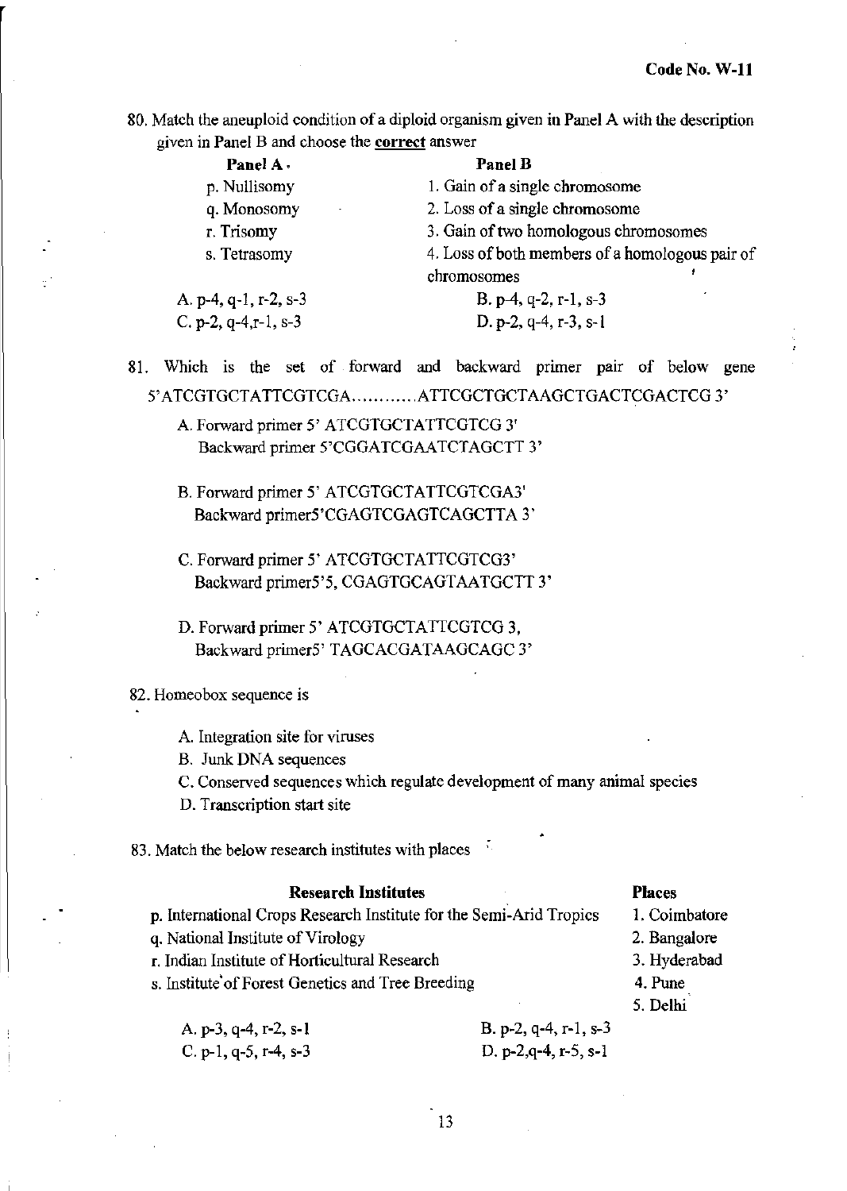Code No. W-11

80. Match the aneuploid condition of a diploid organism given in Panel A with the description given in Panel B and choose the **correct** answer

| Panel A | Panel B |
|---|---|
| p. Nullisomy | 1. Gain of a single chromosome |
| q. Monosomy | 2. Loss of a single chromosome |
| r. Trisomy | 3. Gain of two homologous chromosomes |
| s. Tetrasomy | 4. Loss of both members of a homologous pair of chromosomes |

A. p-4, q-1, r-2, s-3 &nbsp;&nbsp;&nbsp;&nbsp; B. p-4, q-2, r-1, s-3
C. p-2, q-4,r-1, s-3 &nbsp;&nbsp;&nbsp;&nbsp; D. p-2, q-4, r-3, s-1

81. Which is the set of forward and backward primer pair of below gene 5'ATCGTGCTATTCGTCGA............ATTCGCTGCTAAGCTGACTCGACTCG 3'

   A. Forward primer 5' ATCGTGCTATTCGTCG 3'
      Backward primer 5'CGGATCGAATCTAGCTT 3'

   B. Forward primer 5' ATCGTGCTATTCGTCGA3'
      Backward primer5'CGAGTCGAGTCAGCTTA 3'

   C. Forward primer 5' ATCGTGCTATTCGTCG3'
      Backward primer5'5, CGAGTGCAGTAATGCTT 3'

   D. Forward primer 5' ATCGTGCTATTCGTCG 3,
      Backward primer5' TAGCACGATAAGCAGC 3'

82. Homeobox sequence is

   A. Integration site for viruses
   B. Junk DNA sequences
   C. Conserved sequences which regulate development of many animal species
   D. Transcription start site

83. Match the below research institutes with places

| Research Institutes | Places |
|---|---|
| p. International Crops Research Institute for the Semi-Arid Tropics | 1. Coimbatore |
| q. National Institute of Virology | 2. Bangalore |
| r. Indian Institute of Horticultural Research | 3. Hyderabad |
| s. Institute of Forest Genetics and Tree Breeding | 4. Pune |
| | 5. Delhi |

A. p-3, q-4, r-2, s-1 &nbsp;&nbsp;&nbsp;&nbsp; B. p-2, q-4, r-1, s-3
C. p-1, q-5, r-4, s-3 &nbsp;&nbsp;&nbsp;&nbsp; D. p-2,q-4, r-5, s-1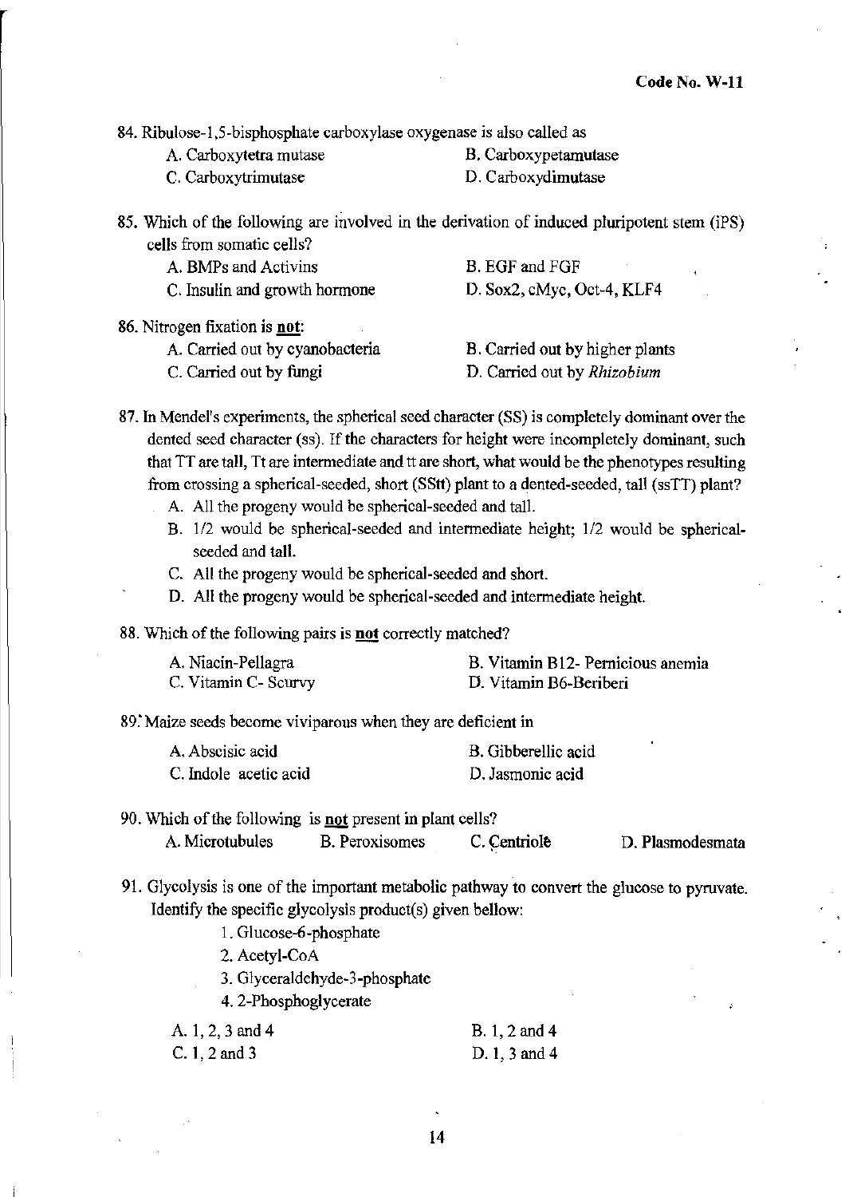Code No. W-11

84. Ribulose-1,5-bisphosphate carboxylase oxygenase is also called as

A. Carboxytetra mutase
B. Carboxypetamutase
C. Carboxytrimutase
D. Carboxydimutase

85. Which of the following are involved in the derivation of induced pluripotent stem (iPS) cells from somatic cells?

A. BMPs and Activins
B. EGF and FGF
C. Insulin and growth hormone
D. Sox2, cMyc, Oct-4, KLF4

86. Nitrogen fixation is **not**:

A. Carried out by cyanobacteria
B. Carried out by higher plants
C. Carried out by fungi
D. Carried out by *Rhizobium*

87. In Mendel's experiments, the spherical seed character (SS) is completely dominant over the dented seed character (ss). If the characters for height were incompletely dominant, such that TT are tall, Tt are intermediate and tt are short, what would be the phenotypes resulting from crossing a spherical-seeded, short (SStt) plant to a dented-seeded, tall (ssTT) plant?

A. All the progeny would be spherical-seeded and tall.
B. 1/2 would be spherical-seeded and intermediate height; 1/2 would be spherical-seeded and tall.
C. All the progeny would be spherical-seeded and short.
D. All the progeny would be spherical-seeded and intermediate height.

88. Which of the following pairs is **not** correctly matched?

A. Niacin-Pellagra
B. Vitamin B12- Pernicious anemia
C. Vitamin C- Scurvy
D. Vitamin B6-Beriberi

89. Maize seeds become viviparous when they are deficient in

A. Abscisic acid
B. Gibberellic acid
C. Indole acetic acid
D. Jasmonic acid

90. Which of the following is **not** present in plant cells?

A. Microtubules
B. Peroxisomes
C. Centriole
D. Plasmodesmata

91. Glycolysis is one of the important metabolic pathway to convert the glucose to pyruvate. Identify the specific glycolysis product(s) given bellow:

1. Glucose-6-phosphate
2. Acetyl-CoA
3. Glyceraldehyde-3-phosphate
4. 2-Phosphoglycerate

A. 1, 2, 3 and 4
B. 1, 2 and 4
C. 1, 2 and 3
D. 1, 3 and 4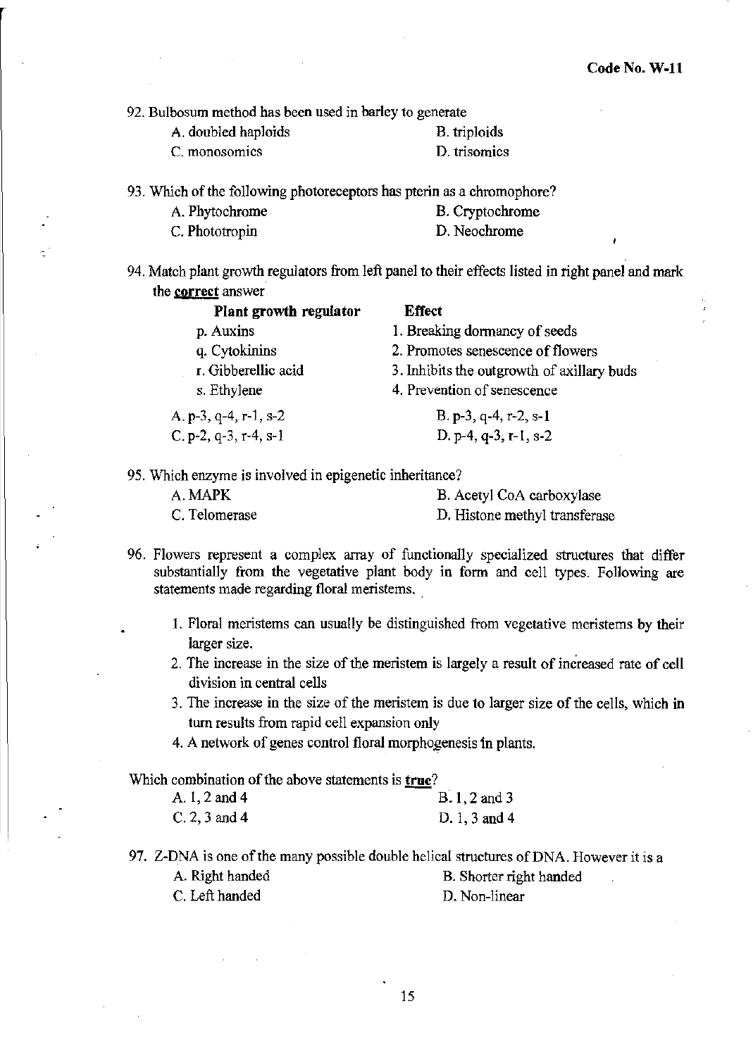92. Bulbosum method has been used in barley to generate

A. doubled haploids
B. triploids
C. monosomics
D. trisomics

93. Which of the following photoreceptors has pterin as a chromophore?

A. Phytochrome
B. Cryptochrome
C. Phototropin
D. Neochrome

94. Match plant growth regulators from left panel to their effects listed in right panel and mark the **correct** answer

| Plant growth regulator | Effect |
|---|---|
| p. Auxins | 1. Breaking dormancy of seeds |
| q. Cytokinins | 2. Promotes senescence of flowers |
| r. Gibberellic acid | 3. Inhibits the outgrowth of axillary buds |
| s. Ethylene | 4. Prevention of senescence |

A. p-3, q-4, r-1, s-2
B. p-3, q-4, r-2, s-1
C. p-2, q-3, r-4, s-1
D. p-4, q-3, r-1, s-2

95. Which enzyme is involved in epigenetic inheritance?

A. MAPK
B. Acetyl CoA carboxylase
C. Telomerase
D. Histone methyl transferase

96. Flowers represent a complex array of functionally specialized structures that differ substantially from the vegetative plant body in form and cell types. Following are statements made regarding floral meristems.

1. Floral meristems can usually be distinguished from vegetative meristems by their larger size.
2. The increase in the size of the meristem is largely a result of increased rate of cell division in central cells
3. The increase in the size of the meristem is due to larger size of the cells, which in turn results from rapid cell expansion only
4. A network of genes control floral morphogenesis in plants.

Which combination of the above statements is **true**?

A. 1, 2 and 4
B. 1, 2 and 3
C. 2, 3 and 4
D. 1, 3 and 4

97. Z-DNA is one of the many possible double helical structures of DNA. However it is a

A. Right handed
B. Shorter right handed
C. Left handed
D. Non-linear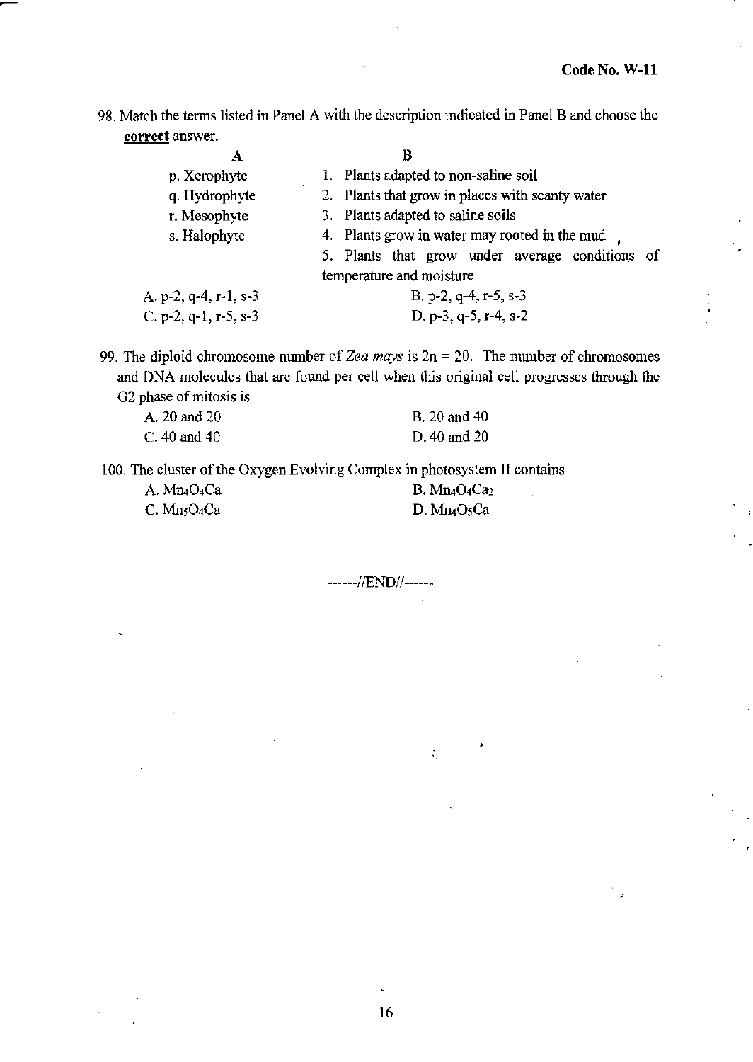Code No. W-11

98. Match the terms listed in Panel A with the description indicated in Panel B and choose the **correct** answer.

| A | B |
|---|---|
| p. Xerophyte | 1. Plants adapted to non-saline soil |
| q. Hydrophyte | 2. Plants that grow in places with scanty water |
| r. Mesophyte | 3. Plants adapted to saline soils |
| s. Halophyte | 4. Plants grow in water may rooted in the mud |
| | 5. Plants that grow under average conditions of temperature and moisture |

A. p-2, q-4, r-1, s-3
B. p-2, q-4, r-5, s-3
C. p-2, q-1, r-5, s-3
D. p-3, q-5, r-4, s-2

99. The diploid chromosome number of *Zea mays* is 2n = 20. The number of chromosomes and DNA molecules that are found per cell when this original cell progresses through the G2 phase of mitosis is

A. 20 and 20
B. 20 and 40
C. 40 and 40
D. 40 and 20

100. The cluster of the Oxygen Evolving Complex in photosystem II contains

A. $Mn_4O_4Ca$
B. $Mn_4O_4Ca_2$
C. $Mn_5O_4Ca$
D. $Mn_4O_5Ca$

------//END//------